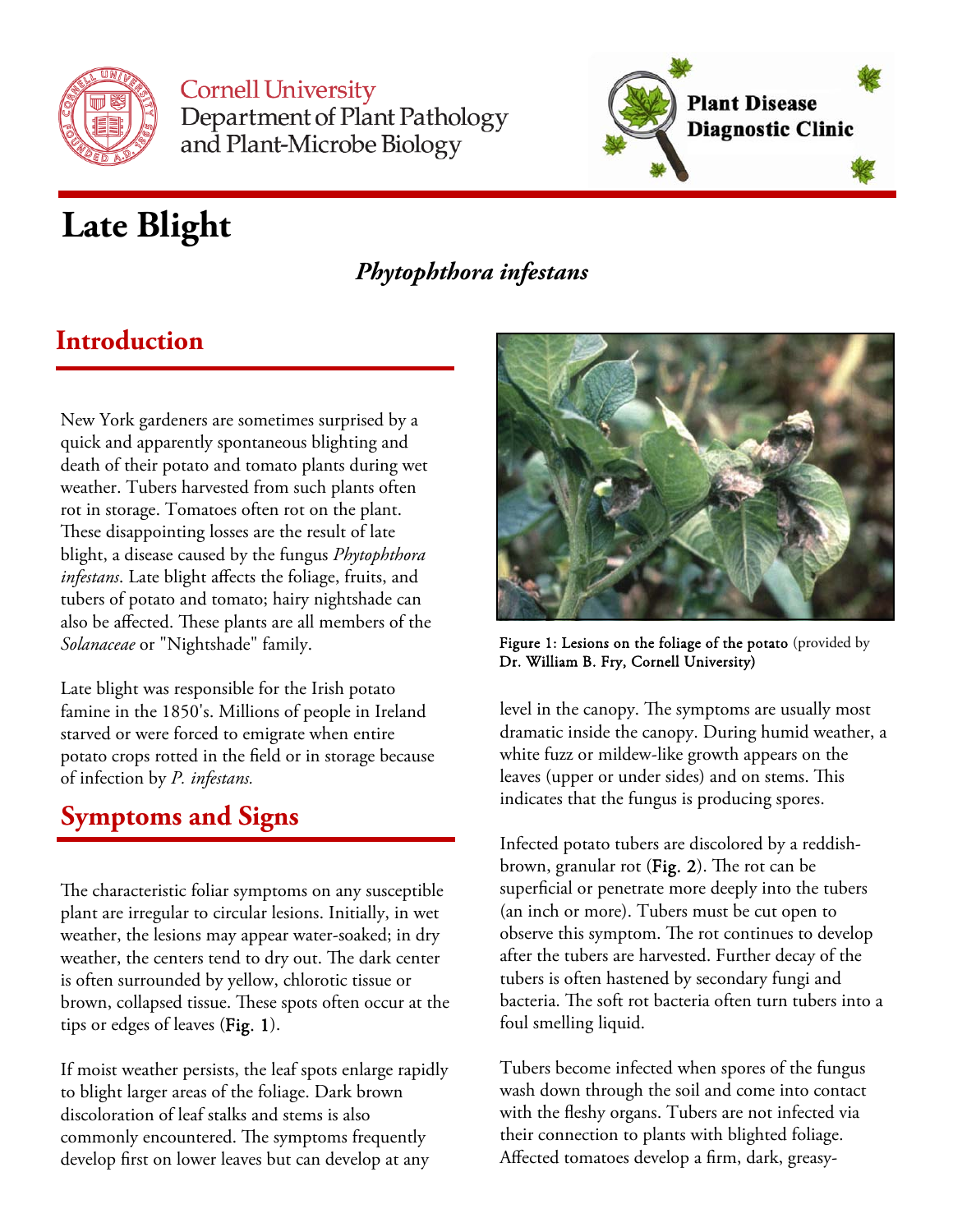Cornell University
Department of Plant Pathology and Plant-Microbe Biology

Plant Disease Diagnostic Clinic

# Late Blight

### *Phytophthora infestans*

## Introduction

New York gardeners are sometimes surprised by a quick and apparently spontaneous blighting and death of their potato and tomato plants during wet weather. Tubers harvested from such plants often rot in storage. Tomatoes often rot on the plant. These disappointing losses are the result of late blight, a disease caused by the fungus *Phytophthora infestans*. Late blight affects the foliage, fruits, and tubers of potato and tomato; hairy nightshade can also be affected. These plants are all members of the *Solanaceae* or "Nightshade" family.

Late blight was responsible for the Irish potato famine in the 1850's. Millions of people in Ireland starved or were forced to emigrate when entire potato crops rotted in the field or in storage because of infection by *P. infestans.*

## Symptoms and Signs

The characteristic foliar symptoms on any susceptible plant are irregular to circular lesions. Initially, in wet weather, the lesions may appear water-soaked; in dry weather, the centers tend to dry out. The dark center is often surrounded by yellow, chlorotic tissue or brown, collapsed tissue. These spots often occur at the tips or edges of leaves (Fig. 1).

If moist weather persists, the leaf spots enlarge rapidly to blight larger areas of the foliage. Dark brown discoloration of leaf stalks and stems is also commonly encountered. The symptoms frequently develop first on lower leaves but can develop at any level in the canopy. The symptoms are usually most dramatic inside the canopy. During humid weather, a white fuzz or mildew-like growth appears on the leaves (upper or under sides) and on stems. This indicates that the fungus is producing spores.

Figure 1: Lesions on the foliage of the potato (provided by Dr. William B. Fry, Cornell University)

Infected potato tubers are discolored by a reddish-brown, granular rot (Fig. 2). The rot can be superficial or penetrate more deeply into the tubers (an inch or more). Tubers must be cut open to observe this symptom. The rot continues to develop after the tubers are harvested. Further decay of the tubers is often hastened by secondary fungi and bacteria. The soft rot bacteria often turn tubers into a foul smelling liquid.

Tubers become infected when spores of the fungus wash down through the soil and come into contact with the fleshy organs. Tubers are not infected via their connection to plants with blighted foliage. Affected tomatoes develop a firm, dark, greasy-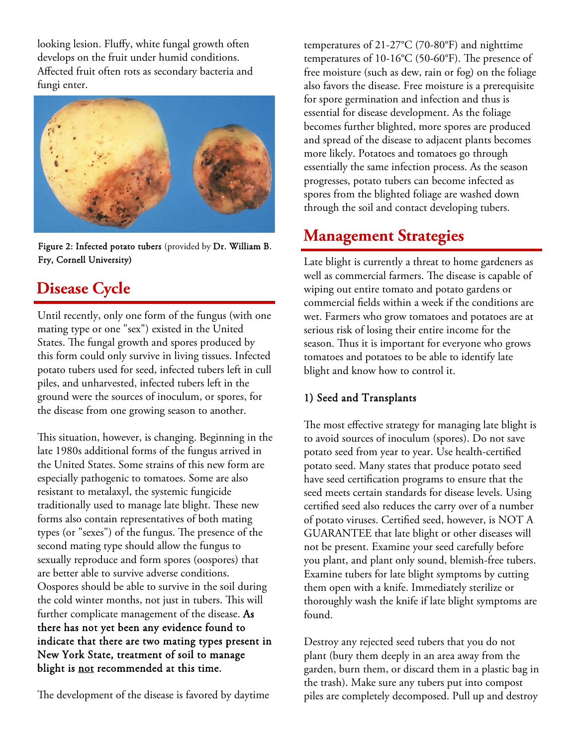looking lesion. Fluffy, white fungal growth often develops on the fruit under humid conditions. Affected fruit often rots as secondary bacteria and fungi enter.

**Figure 2: Infected potato tubers** (provided by **Dr. William B. Fry, Cornell University**)

## Disease Cycle

Until recently, only one form of the fungus (with one mating type or one "sex") existed in the United States. The fungal growth and spores produced by this form could only survive in living tissues. Infected potato tubers used for seed, infected tubers left in cull piles, and unharvested, infected tubers left in the ground were the sources of inoculum, or spores, for the disease from one growing season to another.

This situation, however, is changing. Beginning in the late 1980s additional forms of the fungus arrived in the United States. Some strains of this new form are especially pathogenic to tomatoes. Some are also resistant to metalaxyl, the systemic fungicide traditionally used to manage late blight. These new forms also contain representatives of both mating types (or "sexes") of the fungus. The presence of the second mating type should allow the fungus to sexually reproduce and form spores (oospores) that are better able to survive adverse conditions. Oospores should be able to survive in the soil during the cold winter months, not just in tubers. This will further complicate management of the disease. **As there has not yet been any evidence found to indicate that there are two mating types present in New York State, treatment of soil to manage blight is <u>not</u> recommended at this time.**

The development of the disease is favored by daytime temperatures of 21-27°C (70-80°F) and nighttime temperatures of 10-16°C (50-60°F). The presence of free moisture (such as dew, rain or fog) on the foliage also favors the disease. Free moisture is a prerequisite for spore germination and infection and thus is essential for disease development. As the foliage becomes further blighted, more spores are produced and spread of the disease to adjacent plants becomes more likely. Potatoes and tomatoes go through essentially the same infection process. As the season progresses, potato tubers can become infected as spores from the blighted foliage are washed down through the soil and contact developing tubers.

## Management Strategies

Late blight is currently a threat to home gardeners as well as commercial farmers. The disease is capable of wiping out entire tomato and potato gardens or commercial fields within a week if the conditions are wet. Farmers who grow tomatoes and potatoes are at serious risk of losing their entire income for the season. Thus it is important for everyone who grows tomatoes and potatoes to be able to identify late blight and know how to control it.

### 1) Seed and Transplants

The most effective strategy for managing late blight is to avoid sources of inoculum (spores). Do not save potato seed from year to year. Use health-certified potato seed. Many states that produce potato seed have seed certification programs to ensure that the seed meets certain standards for disease levels. Using certified seed also reduces the carry over of a number of potato viruses. Certified seed, however, is NOT A GUARANTEE that late blight or other diseases will not be present. Examine your seed carefully before you plant, and plant only sound, blemish-free tubers. Examine tubers for late blight symptoms by cutting them open with a knife. Immediately sterilize or thoroughly wash the knife if late blight symptoms are found.

Destroy any rejected seed tubers that you do not plant (bury them deeply in an area away from the garden, burn them, or discard them in a plastic bag in the trash). Make sure any tubers put into compost piles are completely decomposed. Pull up and destroy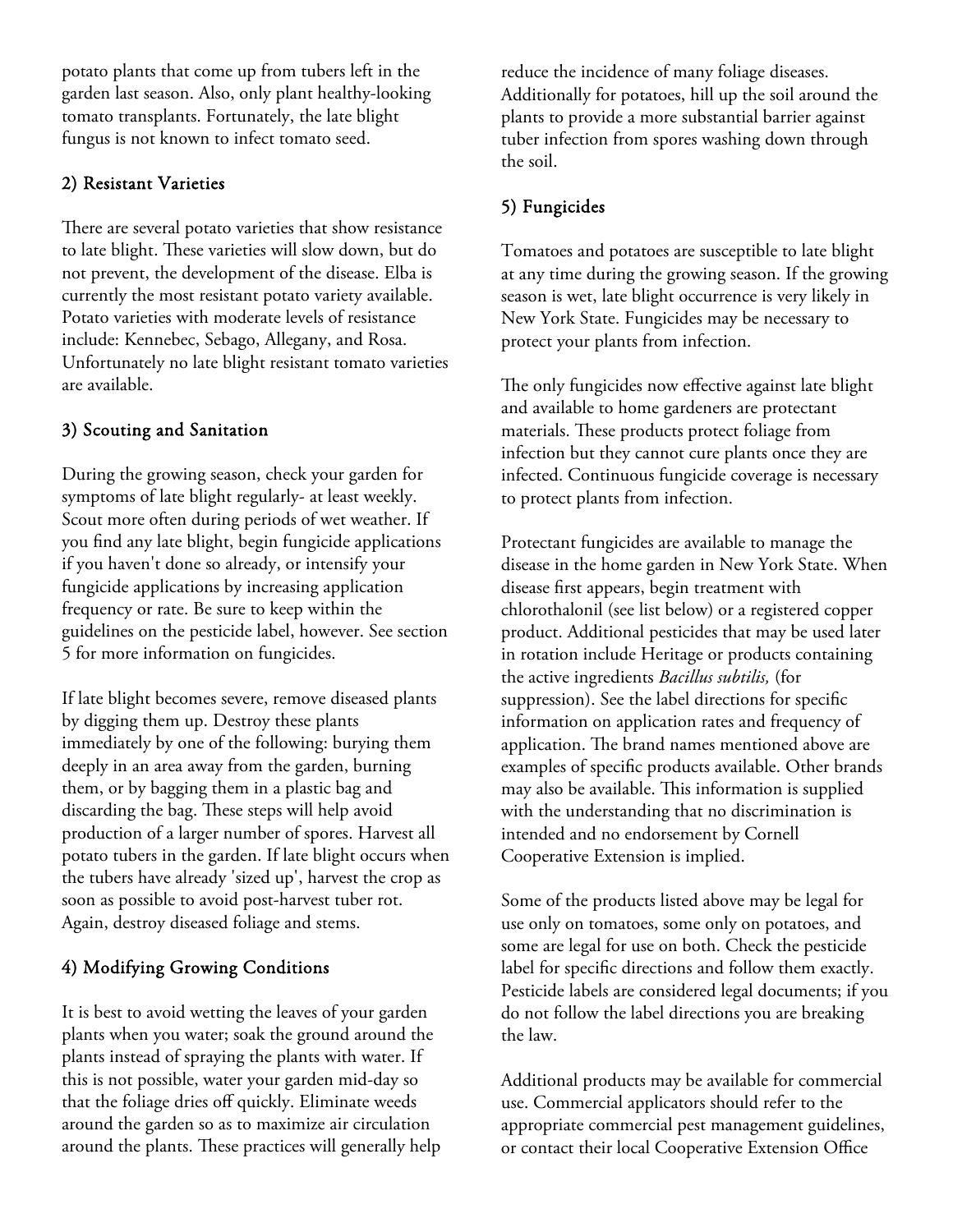potato plants that come up from tubers left in the garden last season. Also, only plant healthy-looking tomato transplants. Fortunately, the late blight fungus is not known to infect tomato seed.

## 2) Resistant Varieties

There are several potato varieties that show resistance to late blight. These varieties will slow down, but do not prevent, the development of the disease. Elba is currently the most resistant potato variety available. Potato varieties with moderate levels of resistance include: Kennebec, Sebago, Allegany, and Rosa. Unfortunately no late blight resistant tomato varieties are available.

## 3) Scouting and Sanitation

During the growing season, check your garden for symptoms of late blight regularly- at least weekly. Scout more often during periods of wet weather. If you find any late blight, begin fungicide applications if you haven't done so already, or intensify your fungicide applications by increasing application frequency or rate. Be sure to keep within the guidelines on the pesticide label, however. See section 5 for more information on fungicides.

If late blight becomes severe, remove diseased plants by digging them up. Destroy these plants immediately by one of the following: burying them deeply in an area away from the garden, burning them, or by bagging them in a plastic bag and discarding the bag. These steps will help avoid production of a larger number of spores. Harvest all potato tubers in the garden. If late blight occurs when the tubers have already 'sized up', harvest the crop as soon as possible to avoid post-harvest tuber rot. Again, destroy diseased foliage and stems.

## 4) Modifying Growing Conditions

It is best to avoid wetting the leaves of your garden plants when you water; soak the ground around the plants instead of spraying the plants with water. If this is not possible, water your garden mid-day so that the foliage dries off quickly. Eliminate weeds around the garden so as to maximize air circulation around the plants. These practices will generally help reduce the incidence of many foliage diseases. Additionally for potatoes, hill up the soil around the plants to provide a more substantial barrier against tuber infection from spores washing down through the soil.

## 5) Fungicides

Tomatoes and potatoes are susceptible to late blight at any time during the growing season. If the growing season is wet, late blight occurrence is very likely in New York State. Fungicides may be necessary to protect your plants from infection.

The only fungicides now effective against late blight and available to home gardeners are protectant materials. These products protect foliage from infection but they cannot cure plants once they are infected. Continuous fungicide coverage is necessary to protect plants from infection.

Protectant fungicides are available to manage the disease in the home garden in New York State. When disease first appears, begin treatment with chlorothalonil (see list below) or a registered copper product. Additional pesticides that may be used later in rotation include Heritage or products containing the active ingredients *Bacillus subtilis,* (for suppression). See the label directions for specific information on application rates and frequency of application. The brand names mentioned above are examples of specific products available. Other brands may also be available. This information is supplied with the understanding that no discrimination is intended and no endorsement by Cornell Cooperative Extension is implied.

Some of the products listed above may be legal for use only on tomatoes, some only on potatoes, and some are legal for use on both. Check the pesticide label for specific directions and follow them exactly. Pesticide labels are considered legal documents; if you do not follow the label directions you are breaking the law.

Additional products may be available for commercial use. Commercial applicators should refer to the appropriate commercial pest management guidelines, or contact their local Cooperative Extension Office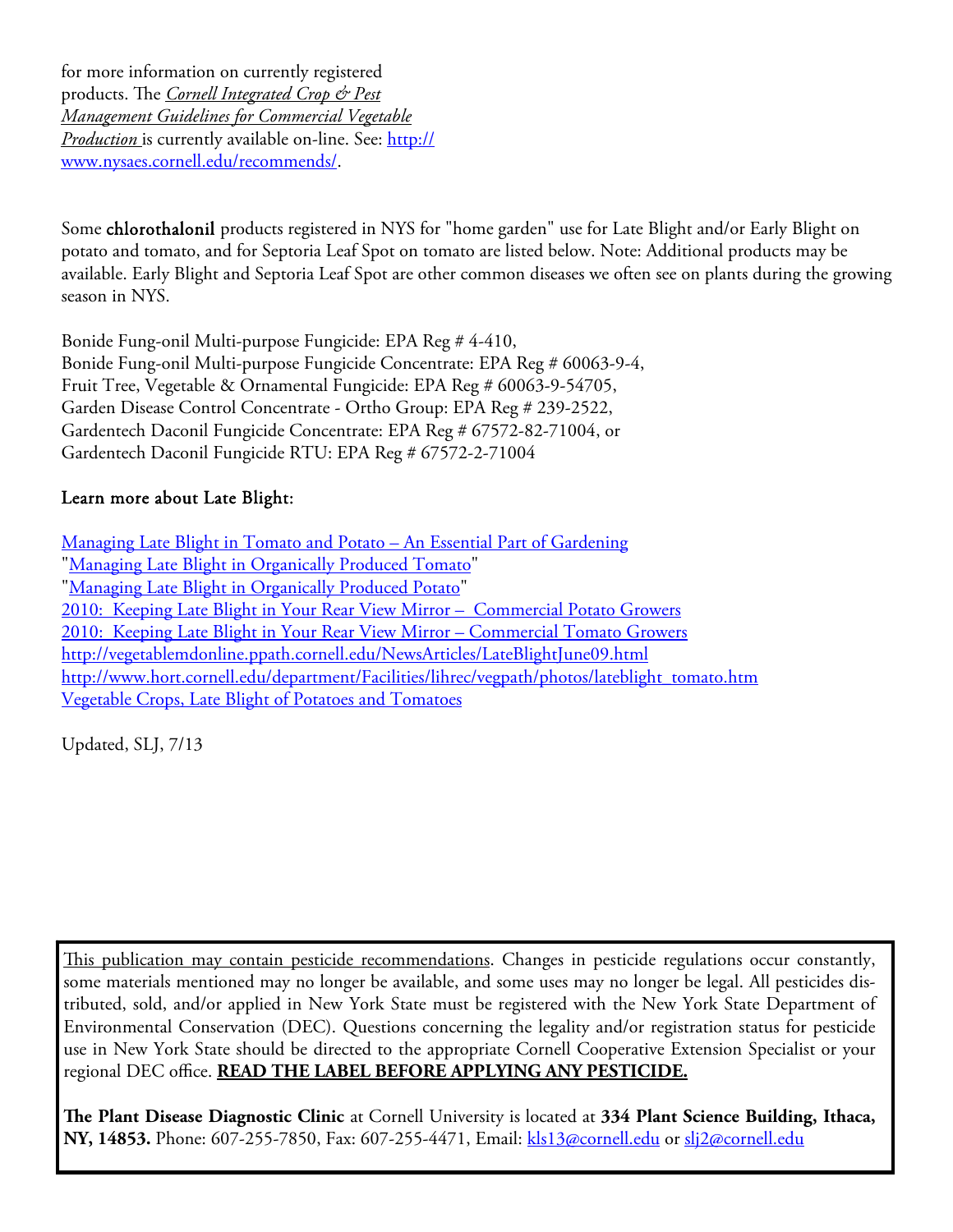for more information on currently registered products. The [*Cornell Integrated Crop & Pest Management Guidelines for Commercial Vegetable Production*](http://www.nysaes.cornell.edu/recommends/) is currently available on-line. See: [http://www.nysaes.cornell.edu/recommends/](http://www.nysaes.cornell.edu/recommends/).

Some **chlorothalonil** products registered in NYS for "home garden" use for Late Blight and/or Early Blight on potato and tomato, and for Septoria Leaf Spot on tomato are listed below. Note: Additional products may be available. Early Blight and Septoria Leaf Spot are other common diseases we often see on plants during the growing season in NYS.

Bonide Fung-onil Multi-purpose Fungicide: EPA Reg # 4-410,
Bonide Fung-onil Multi-purpose Fungicide Concentrate: EPA Reg # 60063-9-4,
Fruit Tree, Vegetable & Ornamental Fungicide: EPA Reg # 60063-9-54705,
Garden Disease Control Concentrate - Ortho Group: EPA Reg # 239-2522,
Gardentech Daconil Fungicide Concentrate: EPA Reg # 67572-82-71004, or
Gardentech Daconil Fungicide RTU: EPA Reg # 67572-2-71004

**Learn more about Late Blight:**

Managing Late Blight in Tomato and Potato – An Essential Part of Gardening
"Managing Late Blight in Organically Produced Tomato"
"Managing Late Blight in Organically Produced Potato"
2010: Keeping Late Blight in Your Rear View Mirror – Commercial Potato Growers
2010: Keeping Late Blight in Your Rear View Mirror – Commercial Tomato Growers
http://vegetablemdonline.ppath.cornell.edu/NewsArticles/LateBlightJune09.html
http://www.hort.cornell.edu/department/Facilities/lihrec/vegpath/photos/lateblight_tomato.htm
Vegetable Crops, Late Blight of Potatoes and Tomatoes

Updated, SLJ, 7/13

This publication may contain pesticide recommendations. Changes in pesticide regulations occur constantly, some materials mentioned may no longer be available, and some uses may no longer be legal. All pesticides distributed, sold, and/or applied in New York State must be registered with the New York State Department of Environmental Conservation (DEC). Questions concerning the legality and/or registration status for pesticide use in New York State should be directed to the appropriate Cornell Cooperative Extension Specialist or your regional DEC office. **READ THE LABEL BEFORE APPLYING ANY PESTICIDE.**

**The Plant Disease Diagnostic Clinic** at Cornell University is located at **334 Plant Science Building, Ithaca, NY, 14853.** Phone: 607-255-7850, Fax: 607-255-4471, Email: kls13@cornell.edu or slj2@cornell.edu